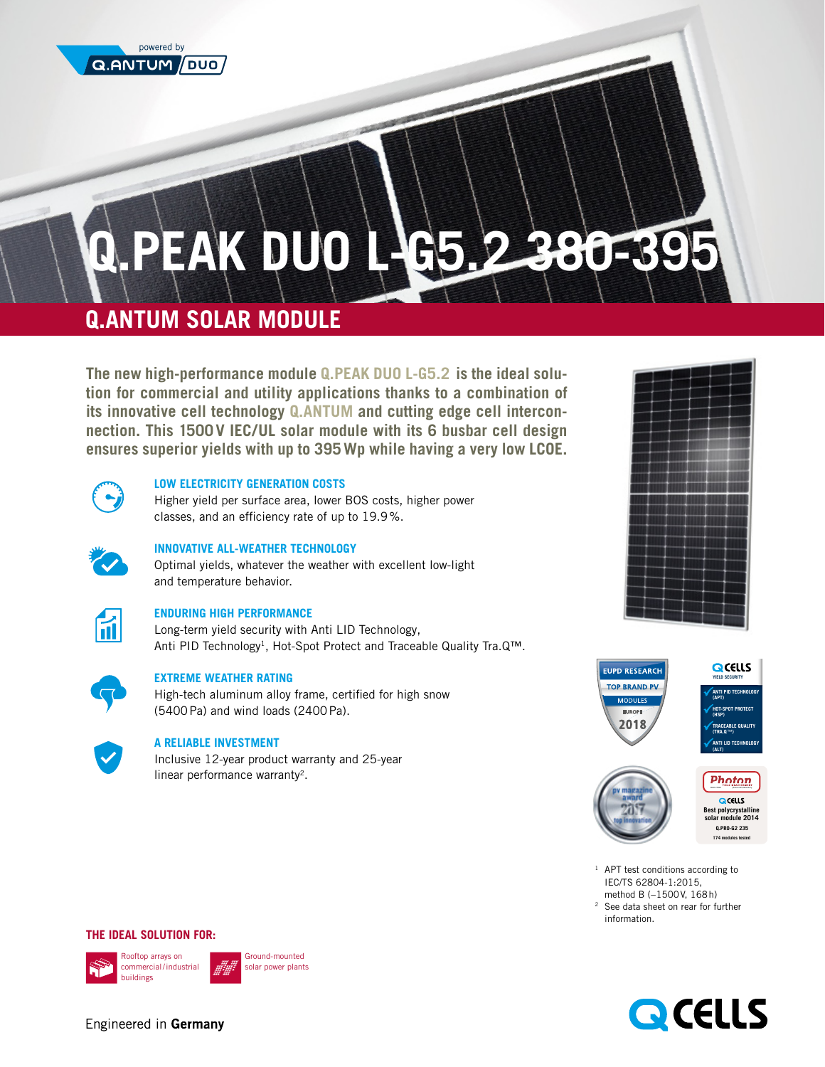powered by Q.ANTUM DUO

# Q.PEAK DUO L-G5.2 380-395

## Q.ANTUM SOLAR MODULE

**The new high-performance module Q.PEAK DUO L-G5.2 is the ideal solution for commercial and utility applications thanks to a combination of its innovative cell technology Q.ANTUM and cutting edge cell interconnection. This 1500 V IEC/UL solar module with its 6 busbar cell design ensures superior yields with up to 395 Wp while having a very low LCOE.**

### LOW ELECTRICITY GENERATION COSTS

Higher yield per surface area, lower BOS costs, higher power classes, and an efficiency rate of up to 19.9 %.

### INNOVATIVE ALL-WEATHER TECHNOLOGY

Optimal yields, whatever the weather with excellent low-light and temperature behavior.

### ENDURING HIGH PERFORMANCE

Long-term yield security with Anti LID Technology, Anti PID Technology[1], Hot-Spot Protect and Traceable Quality Tra.Q™.

### EXTREME WEATHER RATING

High-tech aluminum alloy frame, certified for high snow (5400 Pa) and wind loads (2400 Pa).

### A RELIABLE INVESTMENT

Inclusive 12-year product warranty and 25-year linear performance warranty[2].

EUPD RESEARCH TOP BRAND PV MODULES EUROPE 2018

Q CELLS YIELD SECURITY
- ANTI PID TECHNOLOGY (APT)
- HOT-SPOT PROTECT (HSP)
- TRACEABLE QUALITY (TRA.Q™)
- ANTI LID TECHNOLOGY (ALT)

pv magazine award 2017 top innovation

Photon — Q CELLS Best polycrystalline solar module 2014 Q.PRO-G2 235, 174 modules tested

[1] APT test conditions according to IEC/TS 62804-1:2015, method B (−1500 V, 168 h)

[2] See data sheet on rear for further information.

### THE IDEAL SOLUTION FOR:

- Rooftop arrays on commercial/industrial buildings
- Ground-mounted solar power plants

Engineered in **Germany**

Q CELLS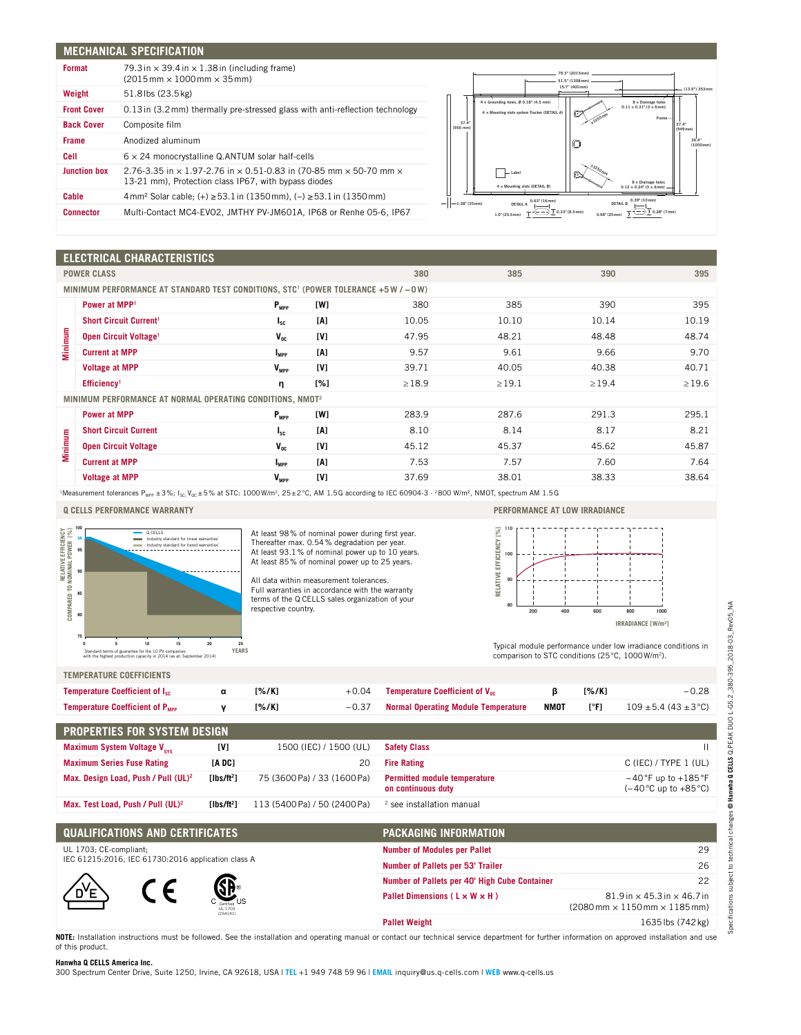## MECHANICAL SPECIFICATION

| | |
|---|---|
| **Format** | 79.3 in × 39.4 in × 1.38 in (including frame) (2015 mm × 1000 mm × 35 mm) |
| **Weight** | 51.8 lbs (23.5 kg) |
| **Front Cover** | 0.13 in (3.2 mm) thermally pre-stressed glass with anti-reflection technology |
| **Back Cover** | Composite film |
| **Frame** | Anodized aluminum |
| **Cell** | 6 × 24 monocrystalline Q.ANTUM solar half-cells |
| **Junction box** | 2.76-3.35 in × 1.97-2.76 in × 0.51-0.83 in (70-85 mm × 50-70 mm × 13-21 mm), Protection class IP67, with bypass diodes |
| **Cable** | 4 mm² Solar cable; (+) ≥ 53.1 in (1350 mm), (–) ≥ 53.1 in (1350 mm) |
| **Connector** | Multi-Contact MC4-EVO2, JMTHY PV-JM601A, IP68 or Renhe 05-6, IP67 |

79.3" (2015mm)
51.5" (1308mm)
15.7" (400mm)
(13.9") 353mm
4 × Grounding holes, Ø 0.18" (4.5 mm)
8 × Drainage holes 0.11 × 0.31" (3 × 8mm)
4 × Mounting slots system Tracker (DETAIL A)
Frame
37.4" (950 mm)
37.4" (949 mm)
39.4" (1000mm)
≥1350mm
Label
4 × Mounting slots (DETAIL B)
8 × Drainage holes 0.12 × 0.24" (3 × 6mm)
1.38" (35mm)
DETAIL A
0.63" (16 mm)
1.0" (25.5mm)
0.33" (8.5 mm)
DETAIL B
0.39" (10 mm)
0.98" (25mm)
0.28" (7mm)

## ELECTRICAL CHARACTERISTICS

| POWER CLASS | | | | 380 | 385 | 390 | 395 |
|---|---|---|---|---|---|---|---|
| **MINIMUM PERFORMANCE AT STANDARD TEST CONDITIONS, STC[1] (POWER TOLERANCE +5 W / –0 W)** | | | | | | | |
| Minimum | Power at MPP[1] | $P_{MPP}$ | [W] | 380 | 385 | 390 | 395 |
| | Short Circuit Current[1] | $I_{SC}$ | [A] | 10.05 | 10.10 | 10.14 | 10.19 |
| | Open Circuit Voltage[1] | $V_{OC}$ | [V] | 47.95 | 48.21 | 48.48 | 48.74 |
| | Current at MPP | $I_{MPP}$ | [A] | 9.57 | 9.61 | 9.66 | 9.70 |
| | Voltage at MPP | $V_{MPP}$ | [V] | 39.71 | 40.05 | 40.38 | 40.71 |
| | Efficiency[1] | η | [%] | ≥ 18.9 | ≥ 19.1 | ≥ 19.4 | ≥ 19.6 |
| **MINIMUM PERFORMANCE AT NORMAL OPERATING CONDITIONS, NMOT[2]** | | | | | | | |
| Minimum | Power at MPP | $P_{MPP}$ | [W] | 283.9 | 287.6 | 291.3 | 295.1 |
| | Short Circuit Current | $I_{SC}$ | [A] | 8.10 | 8.14 | 8.17 | 8.21 |
| | Open Circuit Voltage | $V_{OC}$ | [V] | 45.12 | 45.37 | 45.62 | 45.87 |
| | Current at MPP | $I_{MPP}$ | [A] | 7.53 | 7.57 | 7.60 | 7.64 |
| | Voltage at MPP | $V_{MPP}$ | [V] | 37.69 | 38.01 | 38.33 | 38.64 |

[1]Measurement tolerances $P_{MPP}$ ± 3 %; $I_{SC}$; $V_{OC}$ ± 5 % at STC: 1000 W/m², 25 ± 2 °C, AM 1.5G according to IEC 60904-3 · [2]800 W/m², NMOT, spectrum AM 1.5G

### Q CELLS PERFORMANCE WARRANTY

RELATIVE EFFICIENCY COMPARED TO NOMINAL POWER [%]
100
98
95
90
85
80
75
0 5 10 15 20 25
YEARS
Q CELLS
Industry standard for linear warranties*
Industry standard for tiered warranties*
*Standard terms of guarantee for the 10 PV companies with the highest production capacity in 2014 (as at: September 2014)

At least 98 % of nominal power during first year. Thereafter max. 0.54 % degradation per year. At least 93.1 % of nominal power up to 10 years. At least 85 % of nominal power up to 25 years.

All data within measurement tolerances. Full warranties in accordance with the warranty terms of the Q CELLS sales organization of your respective country.

### PERFORMANCE AT LOW IRRADIANCE

RELATIVE EFFICIENCY [%]
110
100
90
80
200 400 600 800 1000
IRRADIANCE [W/m²]

Typical module performance under low irradiance conditions in comparison to STC conditions (25 °C, 1000 W/m²).

### TEMPERATURE COEFFICIENTS

| | | | | | | | |
|---|---|---|---|---|---|---|---|
| Temperature Coefficient of $I_{SC}$ | α | [% / K] | +0.04 | Temperature Coefficient of $V_{OC}$ | β | [% / K] | –0.28 |
| Temperature Coefficient of $P_{MPP}$ | γ | [% / K] | –0.37 | Normal Operating Module Temperature | NMOT | [°F] | 109 ± 5.4 (43 ± 3 °C) |

## PROPERTIES FOR SYSTEM DESIGN

| | | | | |
|---|---|---|---|---|
| Maximum System Voltage $V_{SYS}$ | [V] | 1500 (IEC) / 1500 (UL) | Safety Class | II |
| Maximum Series Fuse Rating | [A DC] | 20 | Fire Rating | C (IEC) / TYPE 1 (UL) |
| Max. Design Load, Push / Pull (UL)[2] | [lbs/ft²] | 75 (3600 Pa) / 33 (1600 Pa) | Permitted module temperature on continuous duty | –40 °F up to +185 °F (–40 °C up to +85 °C) |
| Max. Test Load, Push / Pull (UL)[2] | [lbs/ft²] | 113 (5400 Pa) / 50 (2400 Pa) | [2] see installation manual | |

## QUALIFICATIONS AND CERTIFICATES

UL 1703; CE-compliant;
IEC 61215:2016, IEC 61730:2016 application class A

C Certified US UL 1703 (254141)

## PACKAGING INFORMATION

| | |
|---|---|
| Number of Modules per Pallet | 29 |
| Number of Pallets per 53' Trailer | 26 |
| Number of Pallets per 40' High Cube Container | 22 |
| Pallet Dimensions ( L × W × H ) | 81.9 in × 45.3 in × 46.7 in (2080 mm × 1150 mm × 1185 mm) |
| Pallet Weight | 1635 lbs (742 kg) |

**NOTE:** Installation instructions must be followed. See the installation and operating manual or contact our technical service department for further information on approved installation and use of this product.

**Hanwha Q CELLS America Inc.**
300 Spectrum Center Drive, Suite 1250, Irvine, CA 92618, USA | **TEL** +1 949 748 59 96 | **EMAIL** inquiry@us.q-cells.com | **WEB** www.q-cells.us

Specifications subject to technical changes © **Hanwha Q CELLS** Q.PEAK DUO L-G5.2_380-395_2018-03_Rev05_NA